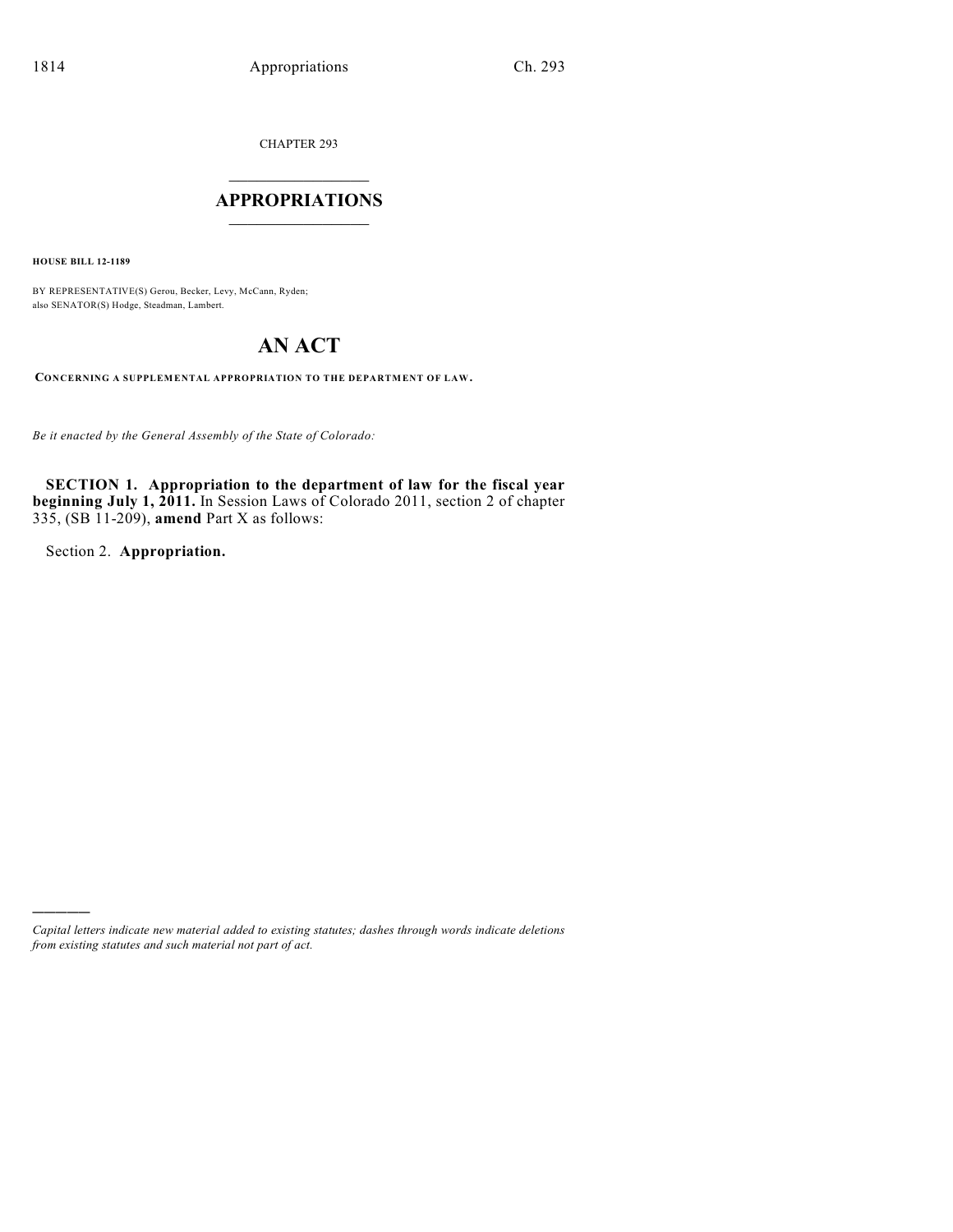CHAPTER 293

# APPROPRIATIONS

**HOUSE BILL 12-1189**

BY REPRESENTATIVE(S) Gerou, Becker, Levy, McCann, Ryden;
also SENATOR(S) Hodge, Steadman, Lambert.

# AN ACT

**CONCERNING A SUPPLEMENTAL APPROPRIATION TO THE DEPARTMENT OF LAW.**

*Be it enacted by the General Assembly of the State of Colorado:*

**SECTION 1. Appropriation to the department of law for the fiscal year beginning July 1, 2011.** In Session Laws of Colorado 2011, section 2 of chapter 335, (SB 11-209), **amend** Part X as follows:

Section 2. **Appropriation.**

---

*Capital letters indicate new material added to existing statutes; dashes through words indicate deletions from existing statutes and such material not part of act.*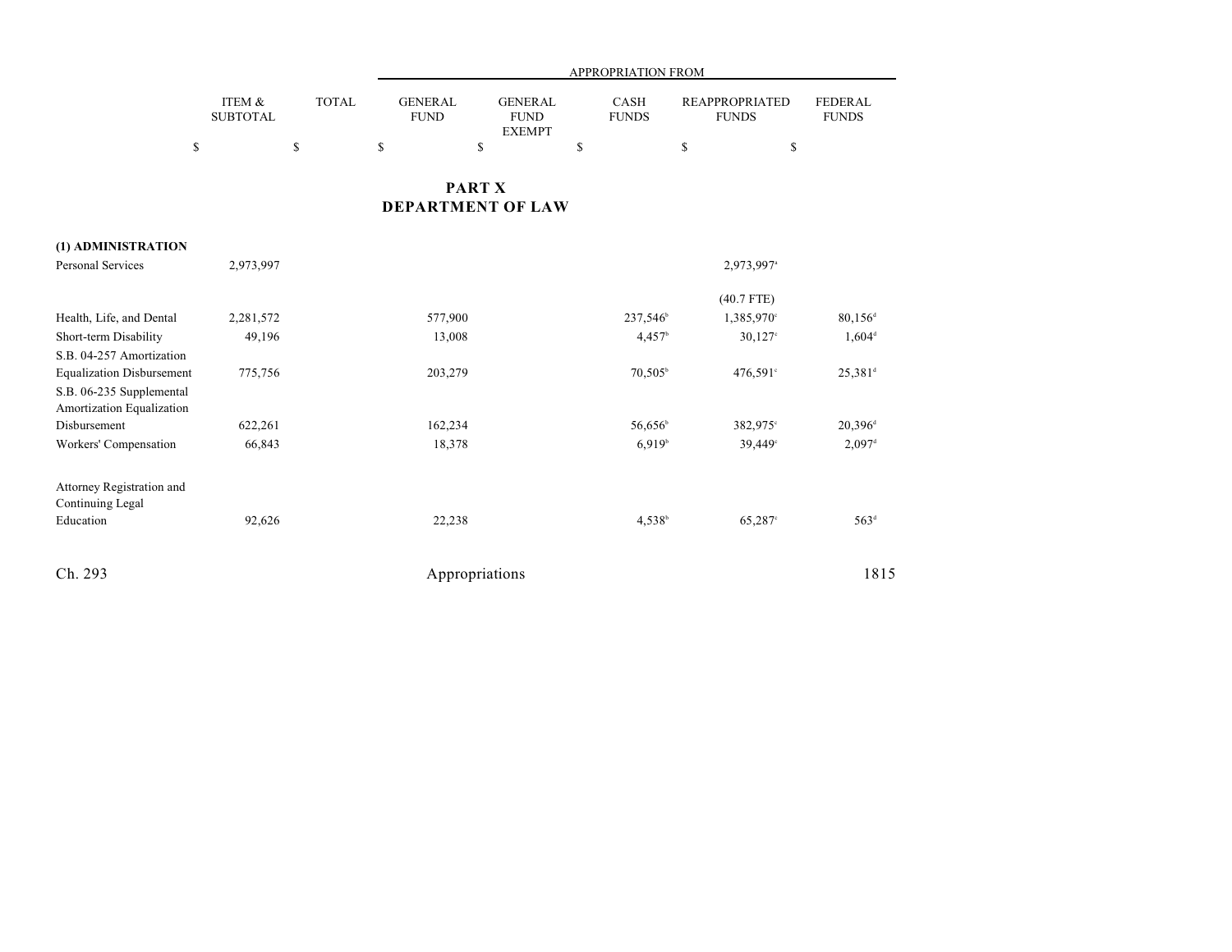| | ITEM & SUBTOTAL | TOTAL | APPROPRIATION FROM GENERAL FUND | GENERAL FUND EXEMPT | CASH FUNDS | REAPPROPRIATED FUNDS | FEDERAL FUNDS |
|---|---|---|---|---|---|---|---|
| | $ | $ | $ | $ | $ | $ | $ |

## PART X
## DEPARTMENT OF LAW

| | ITEM & SUBTOTAL | TOTAL | GENERAL FUND | GENERAL FUND EXEMPT | CASH FUNDS | REAPPROPRIATED FUNDS | FEDERAL FUNDS |
|---|---|---|---|---|---|---|---|
| **(1) ADMINISTRATION** | | | | | | | |
| Personal Services | 2,973,997 | | | | | 2,973,997[a] | |
| | | | | | | (40.7 FTE) | |
| Health, Life, and Dental | 2,281,572 | | 577,900 | | 237,546[b] | 1,385,970[c] | 80,156[d] |
| Short-term Disability | 49,196 | | 13,008 | | 4,457[b] | 30,127[c] | 1,604[d] |
| S.B. 04-257 Amortization Equalization Disbursement | 775,756 | | 203,279 | | 70,505[b] | 476,591[c] | 25,381[d] |
| S.B. 06-235 Supplemental Amortization Equalization Disbursement | 622,261 | | 162,234 | | 56,656[b] | 382,975[c] | 20,396[d] |
| Workers' Compensation | 66,843 | | 18,378 | | 6,919[b] | 39,449[c] | 2,097[d] |
| Attorney Registration and Continuing Legal Education | 92,626 | | 22,238 | | 4,538[b] | 65,287[c] | 563[d] |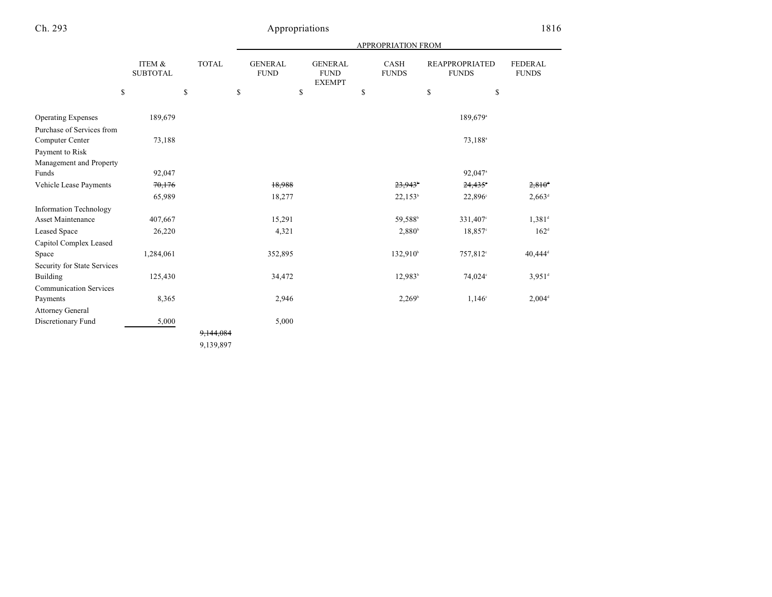| | | | APPROPRIATION FROM | | | | |
|---|---|---|---|---|---|---|---|
| | ITEM & SUBTOTAL | TOTAL | GENERAL FUND | GENERAL FUND EXEMPT | CASH FUNDS | REAPPROPRIATED FUNDS | FEDERAL FUNDS |
| | $ | $ | $ | $ | $ | $ | $ |
| Operating Expenses | 189,679 | | | | | 189,679[a] | |
| Purchase of Services from Computer Center | 73,188 | | | | | 73,188[a] | |
| Payment to Risk Management and Property Funds | 92,047 | | | | | 92,047[a] | |
| Vehicle Lease Payments | ~~70,176~~ | | ~~18,988~~ | | ~~23,943[b]~~ | ~~24,435[c]~~ | ~~2,810[d]~~ |
| | 65,989 | | 18,277 | | 22,153[b] | 22,896[c] | 2,663[d] |
| Information Technology Asset Maintenance | 407,667 | | 15,291 | | 59,588[b] | 331,407[c] | 1,381[d] |
| Leased Space | 26,220 | | 4,321 | | 2,880[b] | 18,857[c] | 162[d] |
| Capitol Complex Leased Space | 1,284,061 | | 352,895 | | 132,910[b] | 757,812[c] | 40,444[d] |
| Security for State Services Building | 125,430 | | 34,472 | | 12,983[b] | 74,024[c] | 3,951[d] |
| Communication Services Payments | 8,365 | | 2,946 | | 2,269[b] | 1,146[c] | 2,004[d] |
| Attorney General Discretionary Fund | 5,000 | | 5,000 | | | | |
| | | ~~9,144,084~~ | | | | | |
| | | 9,139,897 | | | | | |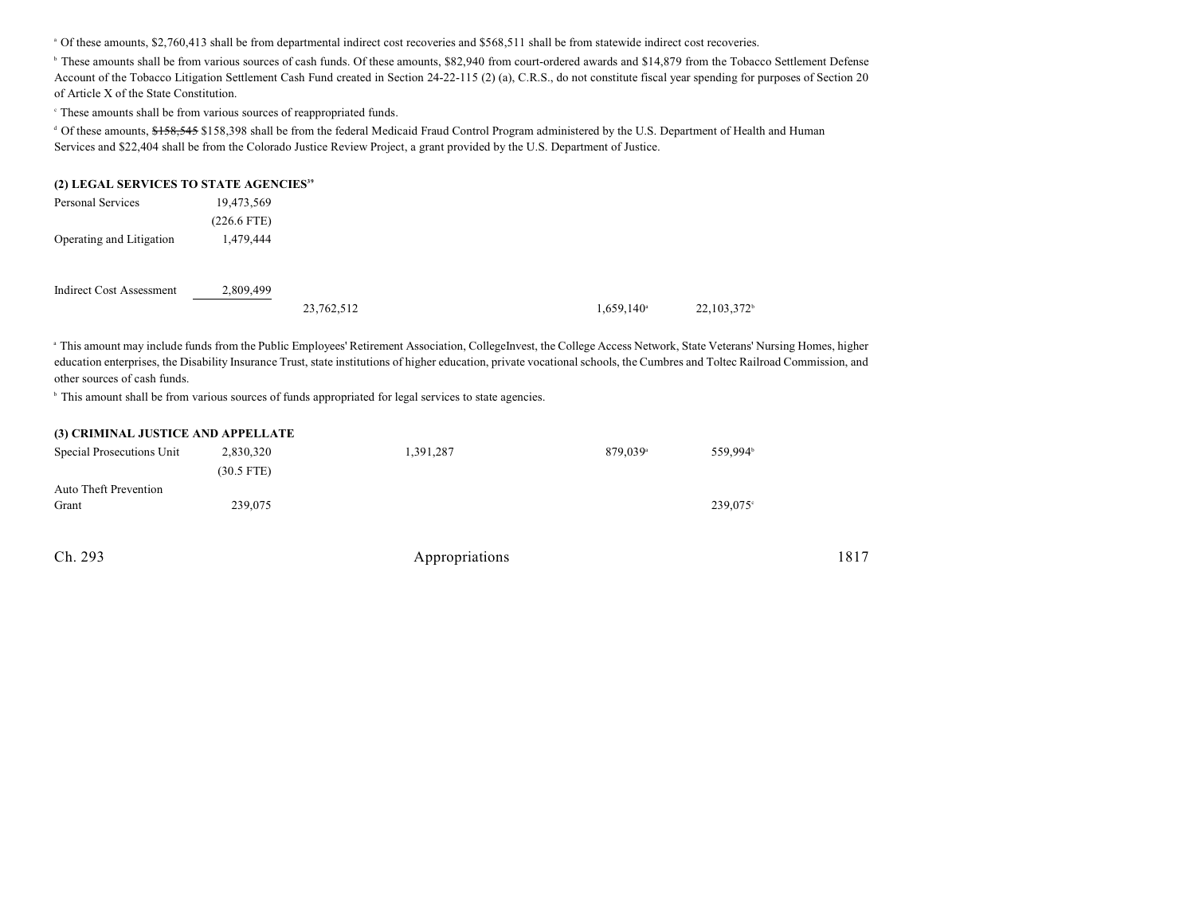[a] Of these amounts, $2,760,413 shall be from departmental indirect cost recoveries and $568,511 shall be from statewide indirect cost recoveries.

[b] These amounts shall be from various sources of cash funds. Of these amounts, $82,940 from court-ordered awards and $14,879 from the Tobacco Settlement Defense Account of the Tobacco Litigation Settlement Cash Fund created in Section 24-22-115 (2) (a), C.R.S., do not constitute fiscal year spending for purposes of Section 20 of Article X of the State Constitution.

[c] These amounts shall be from various sources of reappropriated funds.

[d] Of these amounts, ~~$158,545~~ $158,398 shall be from the federal Medicaid Fraud Control Program administered by the U.S. Department of Health and Human Services and $22,404 shall be from the Colorado Justice Review Project, a grant provided by the U.S. Department of Justice.

**(2) LEGAL SERVICES TO STATE AGENCIES[39]**

| | | | | | | |
|---|---|---|---|---|---|---|
| Personal Services | 19,473,569 | | | | | |
| | (226.6 FTE) | | | | | |
| Operating and Litigation | 1,479,444 | | | | | |
| Indirect Cost Assessment | 2,809,499 | | | | | |
| | | 23,762,512 | | | 1,659,140[a] | 22,103,372[b] |

[a] This amount may include funds from the Public Employees' Retirement Association, CollegeInvest, the College Access Network, State Veterans' Nursing Homes, higher education enterprises, the Disability Insurance Trust, state institutions of higher education, private vocational schools, the Cumbres and Toltec Railroad Commission, and other sources of cash funds.

[b] This amount shall be from various sources of funds appropriated for legal services to state agencies.

**(3) CRIMINAL JUSTICE AND APPELLATE**

| | | | | | | |
|---|---|---|---|---|---|---|
| Special Prosecutions Unit | 2,830,320 | | 1,391,287 | | 879,039[a] | 559,994[b] |
| | (30.5 FTE) | | | | | |
| Auto Theft Prevention Grant | 239,075 | | | | | 239,075[c] |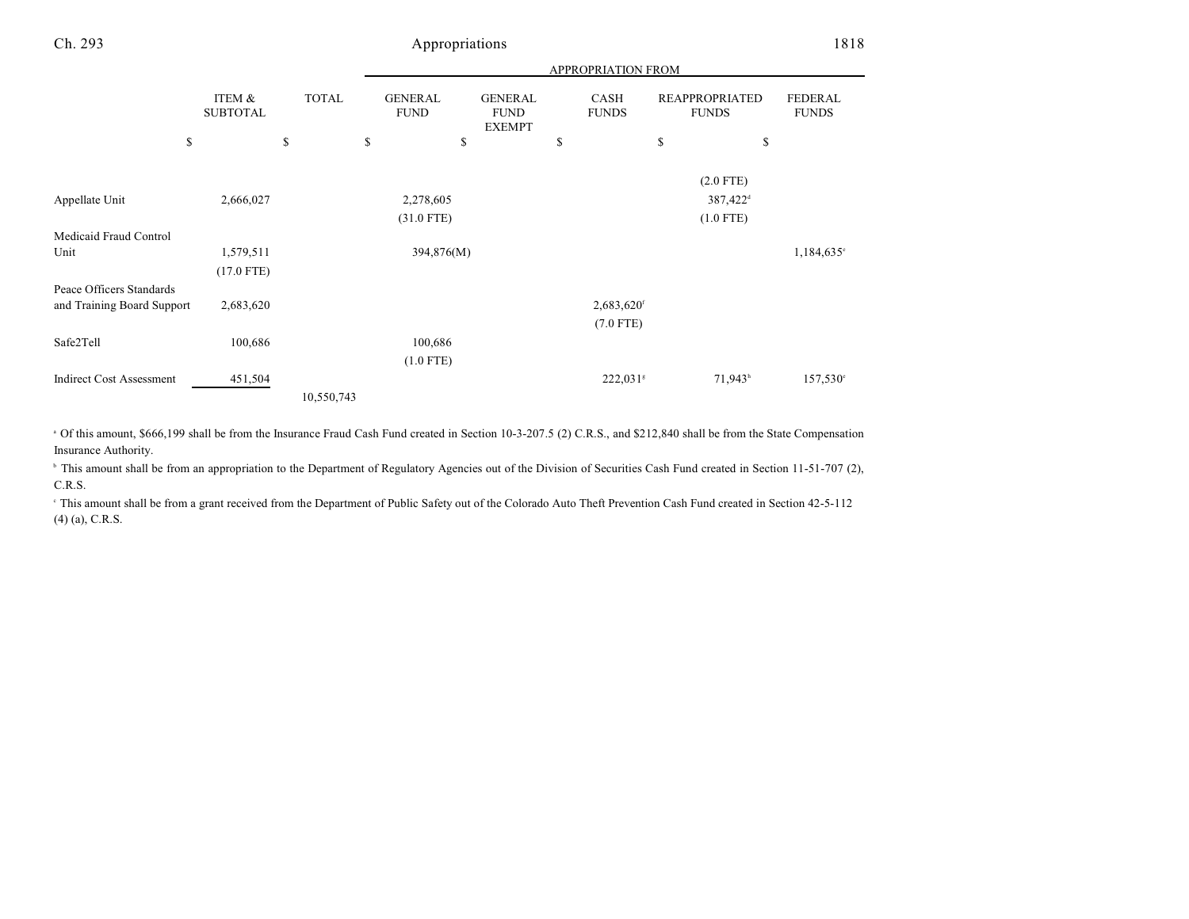| | ITEM & SUBTOTAL | TOTAL | GENERAL FUND | GENERAL FUND EXEMPT | CASH FUNDS | REAPPROPRIATED FUNDS | FEDERAL FUNDS |
|---|---|---|---|---|---|---|---|
| | | | APPROPRIATION FROM | | | | |
| | $ | $ | $ | $ | $ | $ | $ |
| | | | | | | (2.0 FTE) | |
| Appellate Unit | 2,666,027 | | 2,278,605 | | | 387,422[d] | |
| | | | (31.0 FTE) | | | (1.0 FTE) | |
| Medicaid Fraud Control Unit | 1,579,511 | | 394,876(M) | | | | 1,184,635[e] |
| | (17.0 FTE) | | | | | | |
| Peace Officers Standards and Training Board Support | 2,683,620 | | | | 2,683,620[f] | | |
| | | | | | (7.0 FTE) | | |
| Safe2Tell | 100,686 | | 100,686 | | | | |
| | | | (1.0 FTE) | | | | |
| Indirect Cost Assessment | 451,504 | | | | 222,031[g] | 71,943[h] | 157,530[e] |
| | | 10,550,743 | | | | | |

[a] Of this amount, $666,199 shall be from the Insurance Fraud Cash Fund created in Section 10-3-207.5 (2) C.R.S., and $212,840 shall be from the State Compensation Insurance Authority.

[b] This amount shall be from an appropriation to the Department of Regulatory Agencies out of the Division of Securities Cash Fund created in Section 11-51-707 (2), C.R.S.

[c] This amount shall be from a grant received from the Department of Public Safety out of the Colorado Auto Theft Prevention Cash Fund created in Section 42-5-112 (4) (a), C.R.S.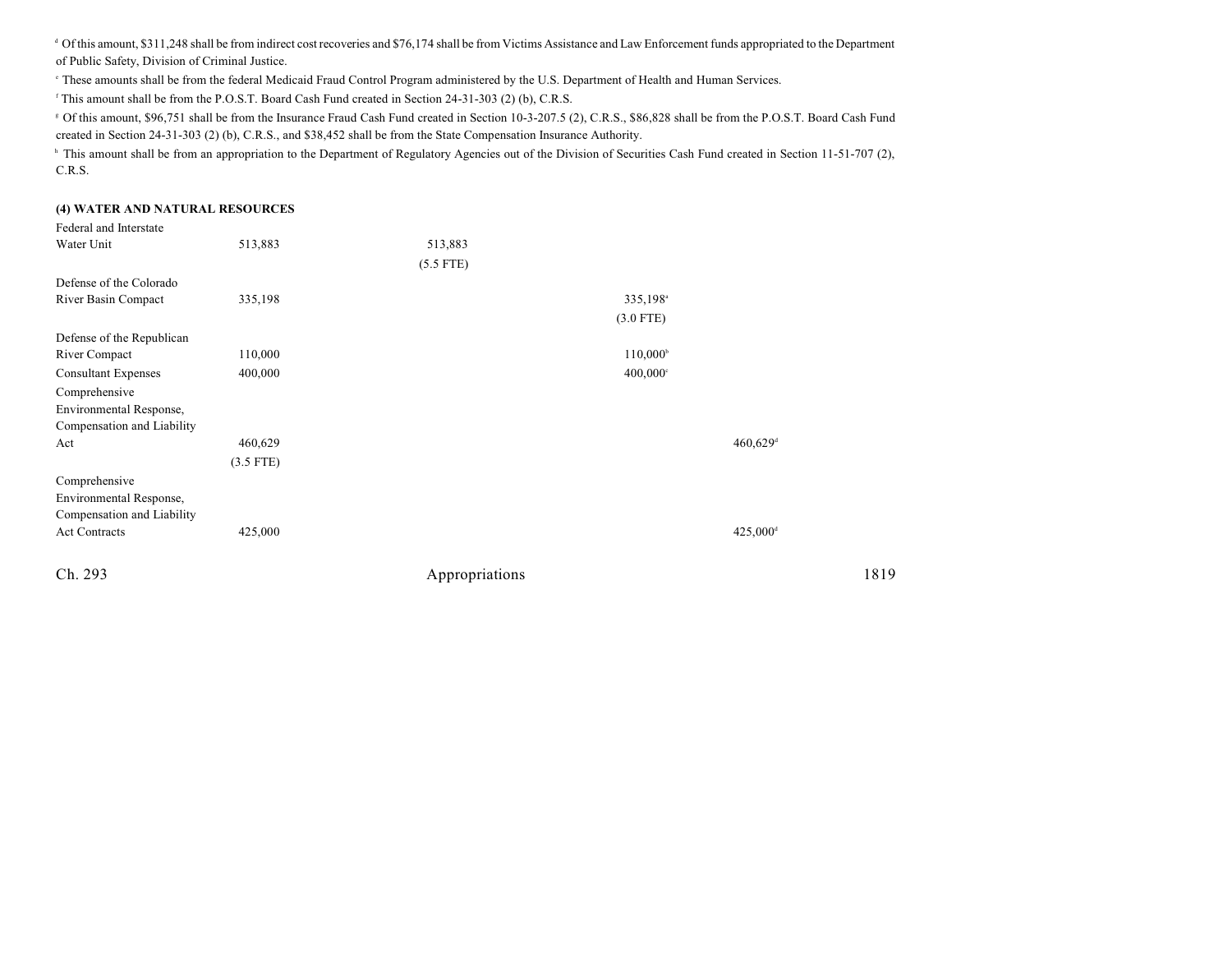[d] Of this amount, $311,248 shall be from indirect cost recoveries and $76,174 shall be from Victims Assistance and Law Enforcement funds appropriated to the Department of Public Safety, Division of Criminal Justice.

[e] These amounts shall be from the federal Medicaid Fraud Control Program administered by the U.S. Department of Health and Human Services.

[f] This amount shall be from the P.O.S.T. Board Cash Fund created in Section 24-31-303 (2) (b), C.R.S.

[g] Of this amount, $96,751 shall be from the Insurance Fraud Cash Fund created in Section 10-3-207.5 (2), C.R.S., $86,828 shall be from the P.O.S.T. Board Cash Fund created in Section 24-31-303 (2) (b), C.R.S., and $38,452 shall be from the State Compensation Insurance Authority.

[h] This amount shall be from an appropriation to the Department of Regulatory Agencies out of the Division of Securities Cash Fund created in Section 11-51-707 (2), C.R.S.

**(4) WATER AND NATURAL RESOURCES**

| | | | | | |
|---|---|---|---|---|---|
| Federal and Interstate Water Unit | 513,883 | 513,883 (5.5 FTE) | | | |
| Defense of the Colorado River Basin Compact | 335,198 | | 335,198[a] (3.0 FTE) | | |
| Defense of the Republican River Compact | 110,000 | | 110,000[b] | | |
| Consultant Expenses | 400,000 | | 400,000[c] | | |
| Comprehensive Environmental Response, Compensation and Liability Act | 460,629 (3.5 FTE) | | | 460,629[d] | |
| Comprehensive Environmental Response, Compensation and Liability Act Contracts | 425,000 | | | 425,000[d] | |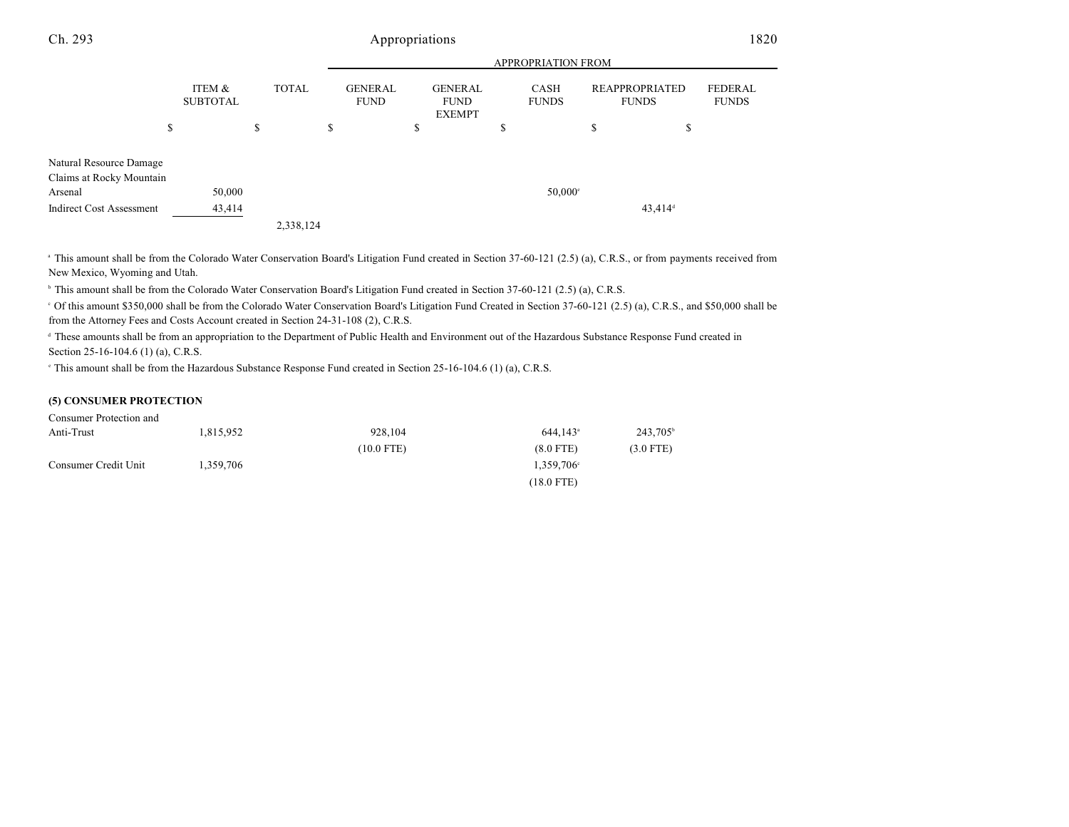| | ITEM & SUBTOTAL | TOTAL | GENERAL FUND | GENERAL FUND EXEMPT | CASH FUNDS | REAPPROPRIATED FUNDS | FEDERAL FUNDS |
|---|---|---|---|---|---|---|---|
| | | | APPROPRIATION FROM | | | | |
| | $ | $ | $ | $ | $ | $ | $ |
| Natural Resource Damage Claims at Rocky Mountain Arsenal | 50,000 | | | | 50,000[e] | | |
| Indirect Cost Assessment | 43,414 | | | | | 43,414[d] | |
| | | 2,338,124 | | | | | |

[a] This amount shall be from the Colorado Water Conservation Board's Litigation Fund created in Section 37-60-121 (2.5) (a), C.R.S., or from payments received from New Mexico, Wyoming and Utah.

[b] This amount shall be from the Colorado Water Conservation Board's Litigation Fund created in Section 37-60-121 (2.5) (a), C.R.S.

[c] Of this amount $350,000 shall be from the Colorado Water Conservation Board's Litigation Fund Created in Section 37-60-121 (2.5) (a), C.R.S., and $50,000 shall be from the Attorney Fees and Costs Account created in Section 24-31-108 (2), C.R.S.

[d] These amounts shall be from an appropriation to the Department of Public Health and Environment out of the Hazardous Substance Response Fund created in Section 25-16-104.6 (1) (a), C.R.S.

[e] This amount shall be from the Hazardous Substance Response Fund created in Section 25-16-104.6 (1) (a), C.R.S.

**(5) CONSUMER PROTECTION**

| | ITEM & SUBTOTAL | TOTAL | GENERAL FUND | GENERAL FUND EXEMPT | CASH FUNDS | REAPPROPRIATED FUNDS | FEDERAL FUNDS |
|---|---|---|---|---|---|---|---|
| Consumer Protection and Anti-Trust | 1,815,952 | | 928,104 | | 644,143[a] | 243,705[b] | |
| | | | (10.0 FTE) | | (8.0 FTE) | (3.0 FTE) | |
| Consumer Credit Unit | 1,359,706 | | | | 1,359,706[c] | | |
| | | | | | (18.0 FTE) | | |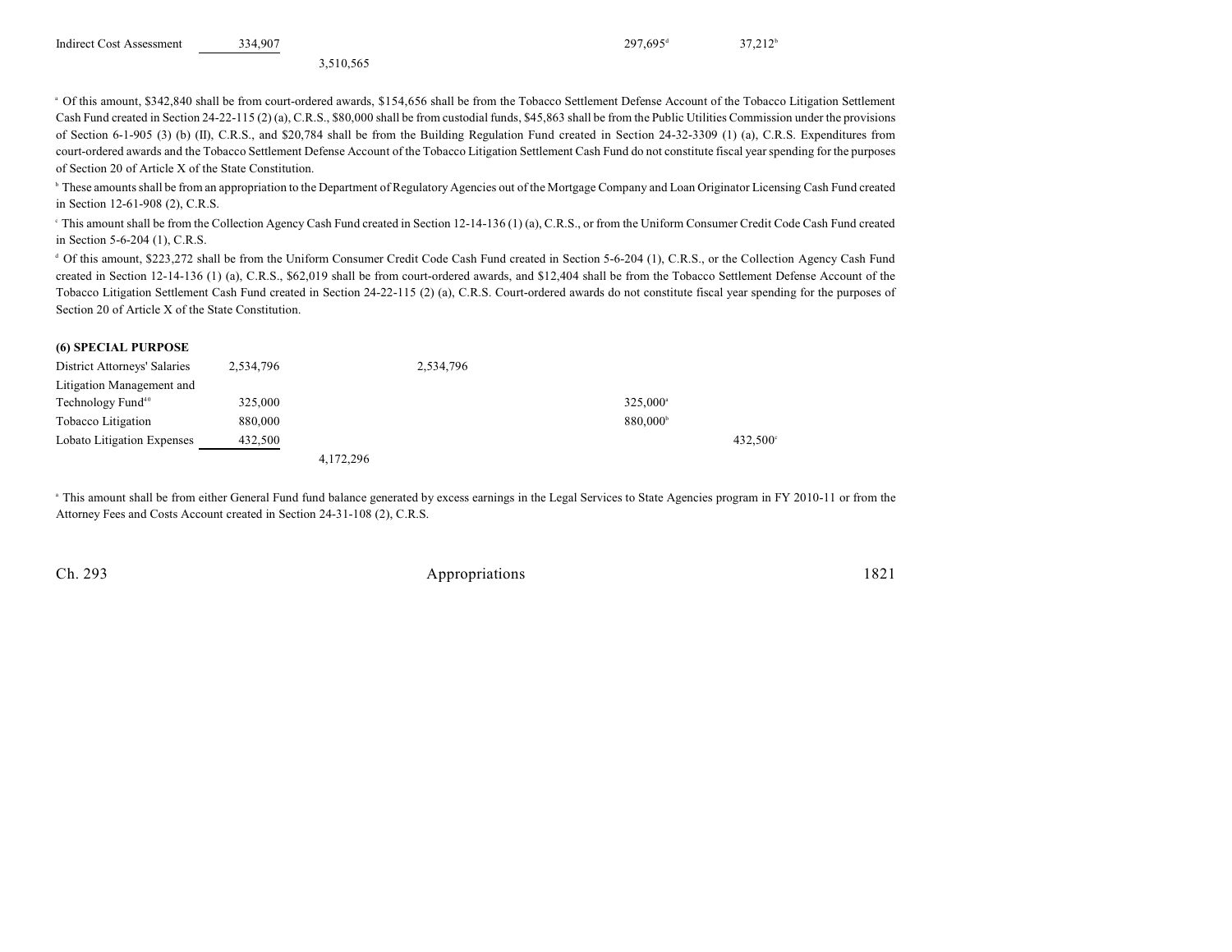| | | | | | | |
|---|---|---|---|---|---|---|
| Indirect Cost Assessment | 334,907 | | | 297,695[d] | 37,212[b] | |
| | | 3,510,565 | | | | |

[a] Of this amount, $342,840 shall be from court-ordered awards, $154,656 shall be from the Tobacco Settlement Defense Account of the Tobacco Litigation Settlement Cash Fund created in Section 24-22-115 (2) (a), C.R.S., $80,000 shall be from custodial funds, $45,863 shall be from the Public Utilities Commission under the provisions of Section 6-1-905 (3) (b) (II), C.R.S., and $20,784 shall be from the Building Regulation Fund created in Section 24-32-3309 (1) (a), C.R.S. Expenditures from court-ordered awards and the Tobacco Settlement Defense Account of the Tobacco Litigation Settlement Cash Fund do not constitute fiscal year spending for the purposes of Section 20 of Article X of the State Constitution.

[b] These amounts shall be from an appropriation to the Department of Regulatory Agencies out of the Mortgage Company and Loan Originator Licensing Cash Fund created in Section 12-61-908 (2), C.R.S.

[c] This amount shall be from the Collection Agency Cash Fund created in Section 12-14-136 (1) (a), C.R.S., or from the Uniform Consumer Credit Code Cash Fund created in Section 5-6-204 (1), C.R.S.

[d] Of this amount, $223,272 shall be from the Uniform Consumer Credit Code Cash Fund created in Section 5-6-204 (1), C.R.S., or the Collection Agency Cash Fund created in Section 12-14-136 (1) (a), C.R.S., $62,019 shall be from court-ordered awards, and $12,404 shall be from the Tobacco Settlement Defense Account of the Tobacco Litigation Settlement Cash Fund created in Section 24-22-115 (2) (a), C.R.S. Court-ordered awards do not constitute fiscal year spending for the purposes of Section 20 of Article X of the State Constitution.

**(6) SPECIAL PURPOSE**

| | | | | | | |
|---|---|---|---|---|---|---|
| District Attorneys' Salaries | 2,534,796 | | 2,534,796 | | | |
| Litigation Management and Technology Fund[40] | 325,000 | | | 325,000[a] | | |
| Tobacco Litigation | 880,000 | | | 880,000[b] | | |
| Lobato Litigation Expenses | 432,500 | | | | 432,500[c] | |
| | | 4,172,296 | | | | |

[a] This amount shall be from either General Fund fund balance generated by excess earnings in the Legal Services to State Agencies program in FY 2010-11 or from the Attorney Fees and Costs Account created in Section 24-31-108 (2), C.R.S.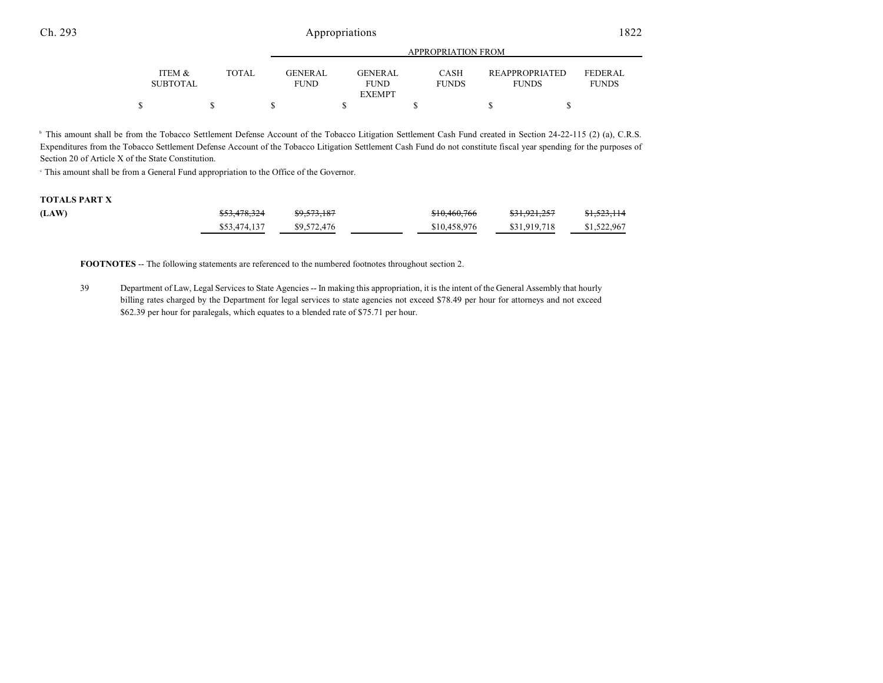| | ITEM & SUBTOTAL | TOTAL | APPROPRIATION FROM GENERAL FUND | GENERAL FUND EXEMPT | CASH FUNDS | REAPPROPRIATED FUNDS | FEDERAL FUNDS |
|---|---|---|---|---|---|---|---|
| | $ | $ | $ | $ | $ | $ | $ |

[b] This amount shall be from the Tobacco Settlement Defense Account of the Tobacco Litigation Settlement Cash Fund created in Section 24-22-115 (2) (a), C.R.S. Expenditures from the Tobacco Settlement Defense Account of the Tobacco Litigation Settlement Cash Fund do not constitute fiscal year spending for the purposes of Section 20 of Article X of the State Constitution.

[c] This amount shall be from a General Fund appropriation to the Office of the Governor.

| | ITEM & SUBTOTAL | TOTAL | GENERAL FUND | GENERAL FUND EXEMPT | CASH FUNDS | REAPPROPRIATED FUNDS | FEDERAL FUNDS |
|---|---|---|---|---|---|---|---|
| **TOTALS PART X** | | | | | | | |
| **(LAW)** | | ~~$53,478,324~~ | ~~$9,573,187~~ | | ~~$10,460,766~~ | ~~$31,921,257~~ | ~~$1,523,114~~ |
| | | $53,474,137 | $9,572,476 | | $10,458,976 | $31,919,718 | $1,522,967 |

**FOOTNOTES** -- The following statements are referenced to the numbered footnotes throughout section 2.

39 Department of Law, Legal Services to State Agencies -- In making this appropriation, it is the intent of the General Assembly that hourly billing rates charged by the Department for legal services to state agencies not exceed $78.49 per hour for attorneys and not exceed $62.39 per hour for paralegals, which equates to a blended rate of $75.71 per hour.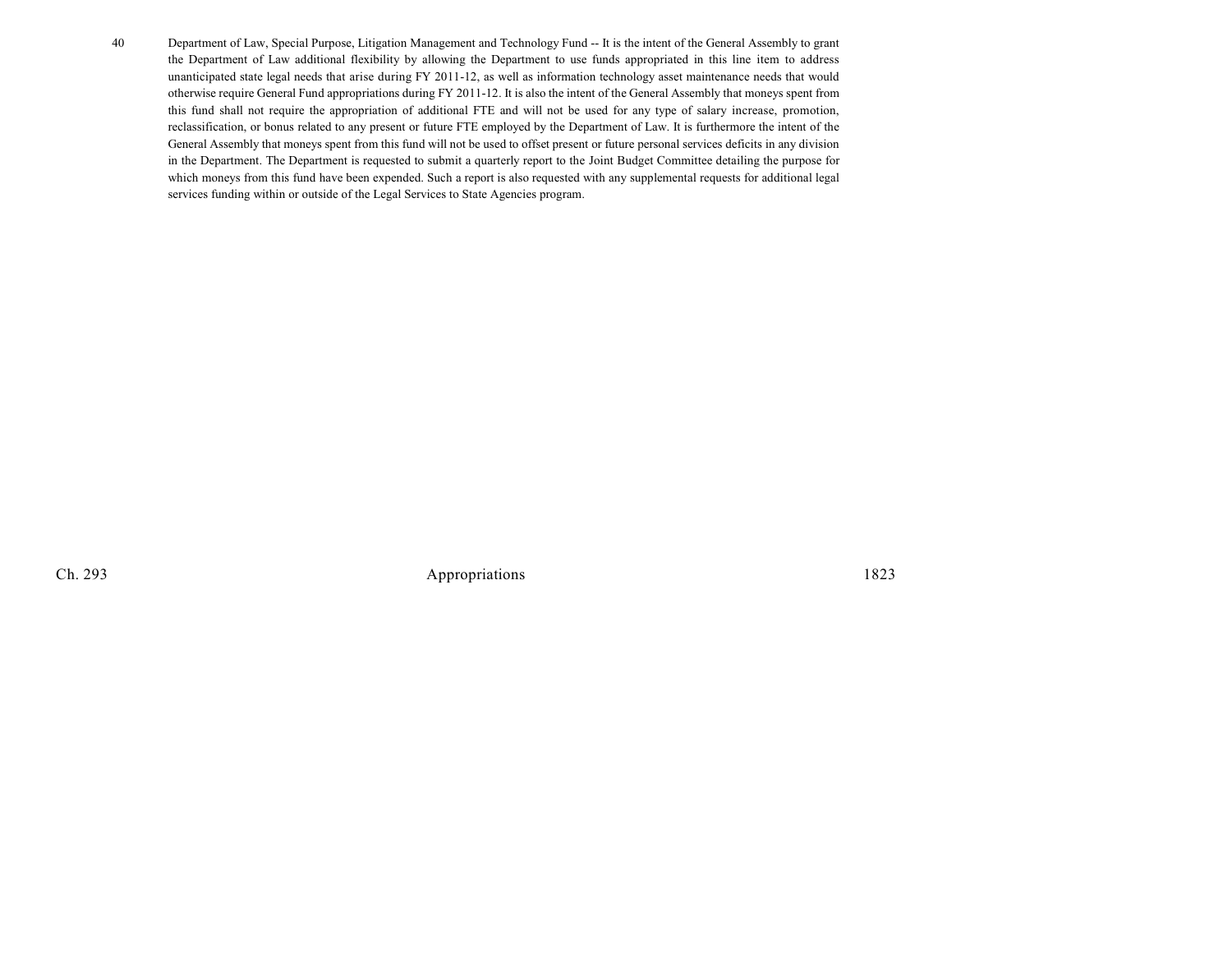40 Department of Law, Special Purpose, Litigation Management and Technology Fund -- It is the intent of the General Assembly to grant the Department of Law additional flexibility by allowing the Department to use funds appropriated in this line item to address unanticipated state legal needs that arise during FY 2011-12, as well as information technology asset maintenance needs that would otherwise require General Fund appropriations during FY 2011-12. It is also the intent of the General Assembly that moneys spent from this fund shall not require the appropriation of additional FTE and will not be used for any type of salary increase, promotion, reclassification, or bonus related to any present or future FTE employed by the Department of Law. It is furthermore the intent of the General Assembly that moneys spent from this fund will not be used to offset present or future personal services deficits in any division in the Department. The Department is requested to submit a quarterly report to the Joint Budget Committee detailing the purpose for which moneys from this fund have been expended. Such a report is also requested with any supplemental requests for additional legal services funding within or outside of the Legal Services to State Agencies program.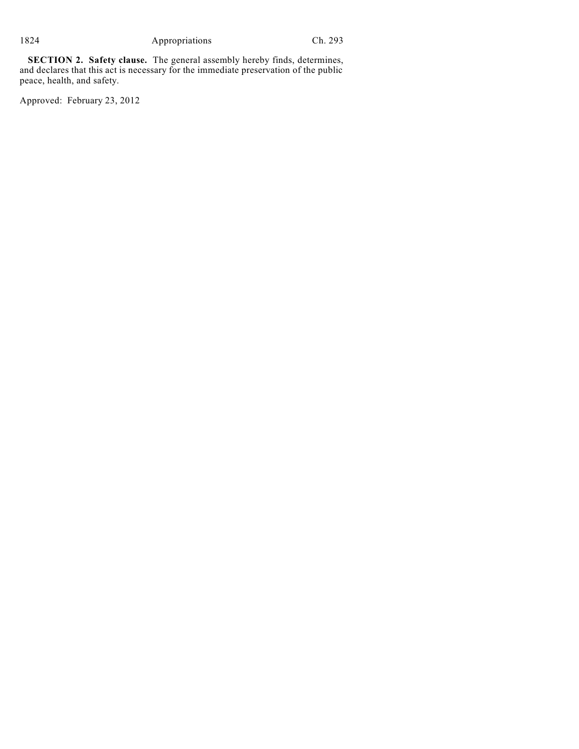**SECTION 2. Safety clause.** The general assembly hereby finds, determines, and declares that this act is necessary for the immediate preservation of the public peace, health, and safety.

Approved: February 23, 2012